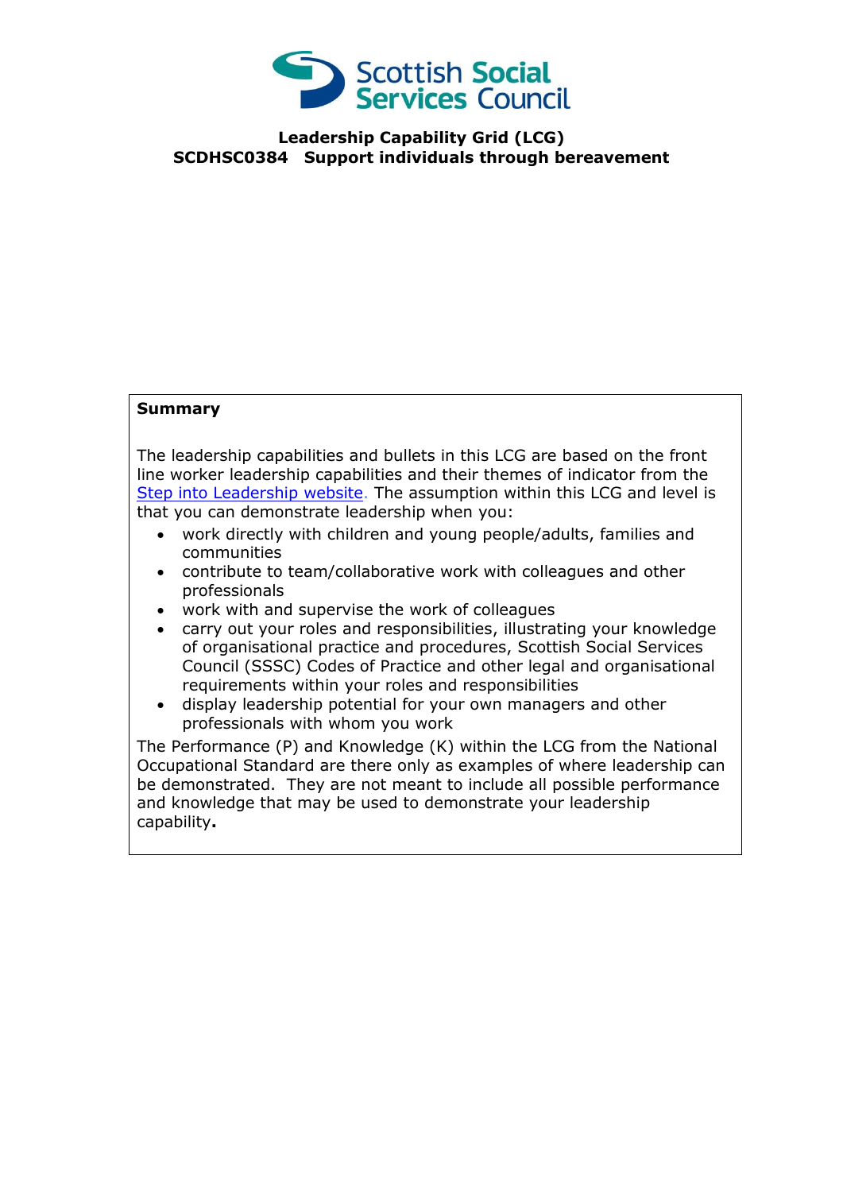Scottish Social Services Council

**Leadership Capability Grid (LCG)**
**SCDHSC0384 Support individuals through bereavement**

**Summary**

The leadership capabilities and bullets in this LCG are based on the front line worker leadership capabilities and their themes of indicator from the Step into Leadership website. The assumption within this LCG and level is that you can demonstrate leadership when you:

- work directly with children and young people/adults, families and communities
- contribute to team/collaborative work with colleagues and other professionals
- work with and supervise the work of colleagues
- carry out your roles and responsibilities, illustrating your knowledge of organisational practice and procedures, Scottish Social Services Council (SSSC) Codes of Practice and other legal and organisational requirements within your roles and responsibilities
- display leadership potential for your own managers and other professionals with whom you work

The Performance (P) and Knowledge (K) within the LCG from the National Occupational Standard are there only as examples of where leadership can be demonstrated. They are not meant to include all possible performance and knowledge that may be used to demonstrate your leadership capability**.**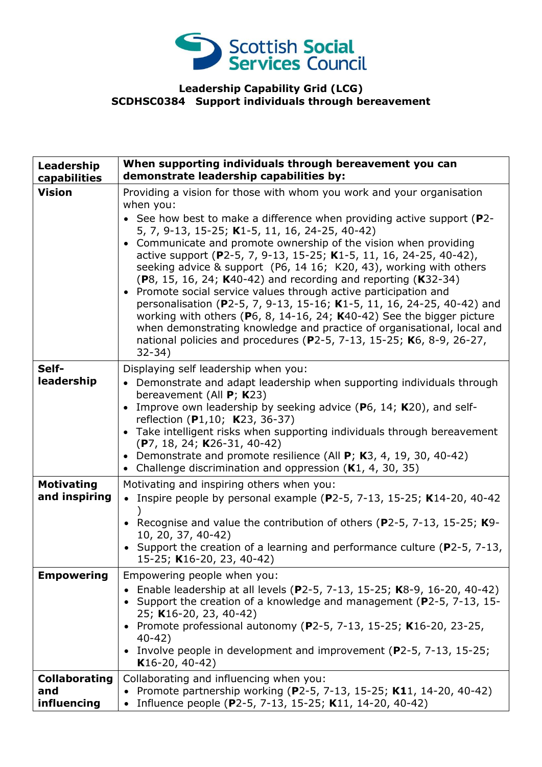Scottish Social Services Council

**Leadership Capability Grid (LCG)**
**SCDHSC0384 Support individuals through bereavement**

| **Leadership capabilities** | **When supporting individuals through bereavement you can demonstrate leadership capabilities by:** |
|---|---|
| **Vision** | Providing a vision for those with whom you work and your organisation when you:<br>• See how best to make a difference when providing active support (**P**2-5, 7, 9-13, 15-25; **K**1-5, 11, 16, 24-25, 40-42)<br>• Communicate and promote ownership of the vision when providing active support (**P**2-5, 7, 9-13, 15-25; **K**1-5, 11, 16, 24-25, 40-42), seeking advice & support (P6, 14 16; K20, 43), working with others (**P**8, 15, 16, 24; **K**40-42) and recording and reporting (**K**32-34)<br>• Promote social service values through active participation and personalisation (**P**2-5, 7, 9-13, 15-16; **K**1-5, 11, 16, 24-25, 40-42) and working with others (**P**6, 8, 14-16, 24; **K**40-42) See the bigger picture when demonstrating knowledge and practice of organisational, local and national policies and procedures (**P**2-5, 7-13, 15-25; **K**6, 8-9, 26-27, 32-34) |
| **Self-leadership** | Displaying self leadership when you:<br>• Demonstrate and adapt leadership when supporting individuals through bereavement (All **P**; **K**23)<br>• Improve own leadership by seeking advice (**P**6, 14; **K**20), and self-reflection (**P**1,10; **K**23, 36-37)<br>• Take intelligent risks when supporting individuals through bereavement (**P**7, 18, 24; **K**26-31, 40-42)<br>• Demonstrate and promote resilience (All **P**; **K**3, 4, 19, 30, 40-42)<br>• Challenge discrimination and oppression (**K**1, 4, 30, 35) |
| **Motivating and inspiring** | Motivating and inspiring others when you:<br>• Inspire people by personal example (**P**2-5, 7-13, 15-25; **K**14-20, 40-42 )<br>• Recognise and value the contribution of others (**P**2-5, 7-13, 15-25; **K**9-10, 20, 37, 40-42)<br>• Support the creation of a learning and performance culture (**P**2-5, 7-13, 15-25; **K**16-20, 23, 40-42) |
| **Empowering** | Empowering people when you:<br>• Enable leadership at all levels (**P**2-5, 7-13, 15-25; **K**8-9, 16-20, 40-42)<br>• Support the creation of a knowledge and management (**P**2-5, 7-13, 15-25; **K**16-20, 23, 40-42)<br>• Promote professional autonomy (**P**2-5, 7-13, 15-25; **K**16-20, 23-25, 40-42)<br>• Involve people in development and improvement (**P**2-5, 7-13, 15-25; **K**16-20, 40-42) |
| **Collaborating and influencing** | Collaborating and influencing when you:<br>• Promote partnership working (**P**2-5, 7-13, 15-25; **K1**1, 14-20, 40-42)<br>• Influence people (**P**2-5, 7-13, 15-25; **K**11, 14-20, 40-42) |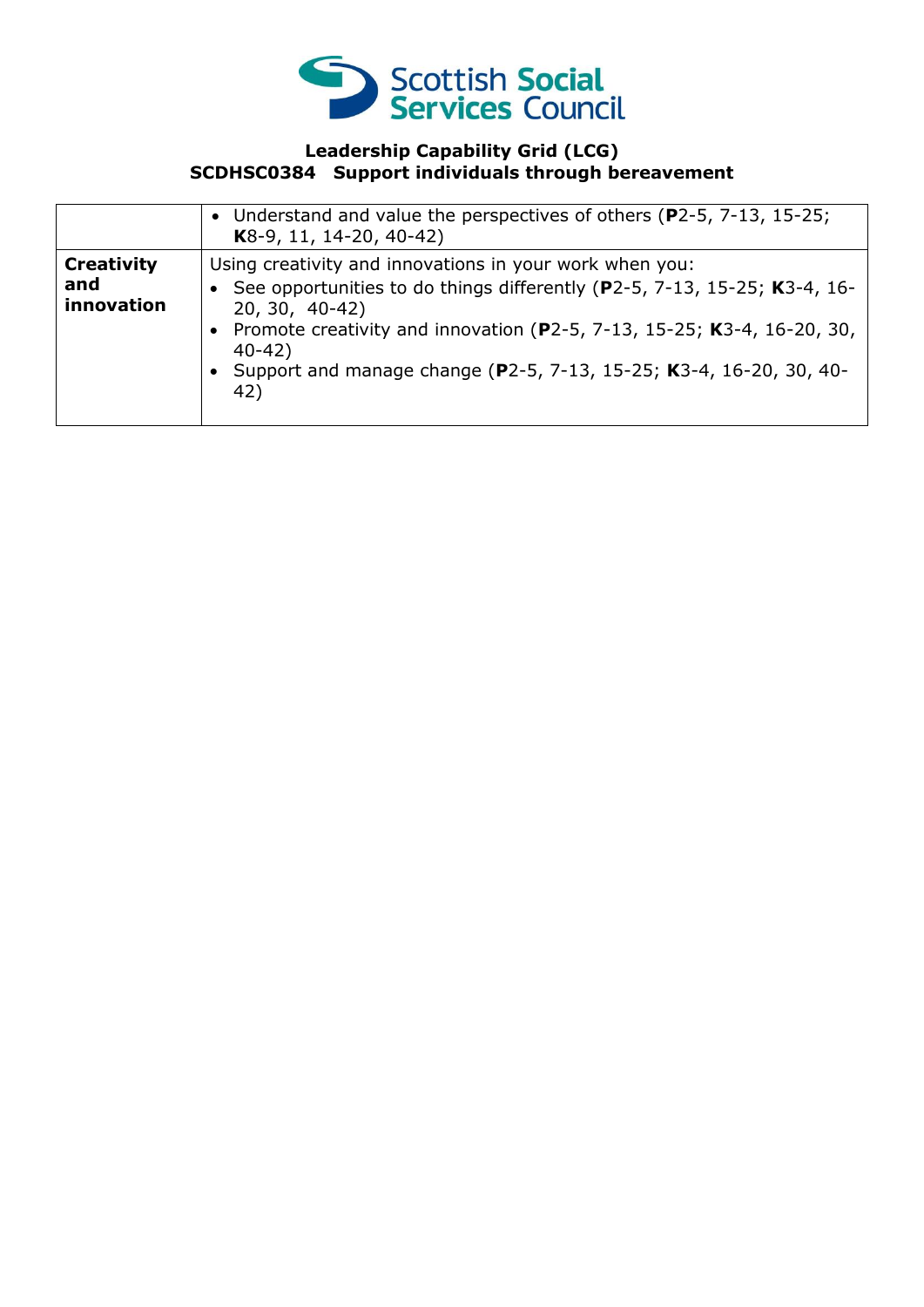**Leadership Capability Grid (LCG)**
**SCDHSC0384 Support individuals through bereavement**

| | |
|---|---|
| | • Understand and value the perspectives of others (**P**2-5, 7-13, 15-25; **K**8-9, 11, 14-20, 40-42) |
| **Creativity and innovation** | Using creativity and innovations in your work when you:<br>• See opportunities to do things differently (**P**2-5, 7-13, 15-25; **K**3-4, 16-20, 30, 40-42)<br>• Promote creativity and innovation (**P**2-5, 7-13, 15-25; **K**3-4, 16-20, 30, 40-42)<br>• Support and manage change (**P**2-5, 7-13, 15-25; **K**3-4, 16-20, 30, 40-42) |